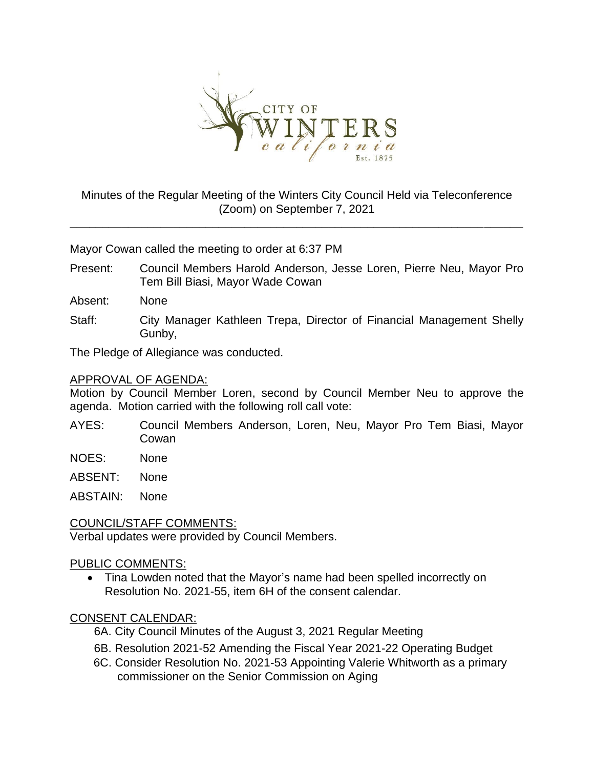Minutes of the Regular Meeting of the Winters City Council Held via Teleconference (Zoom) on September 7, 2021

---

Mayor Cowan called the meeting to order at 6:37 PM

Present: Council Members Harold Anderson, Jesse Loren, Pierre Neu, Mayor Pro Tem Bill Biasi, Mayor Wade Cowan

Absent: None

Staff: City Manager Kathleen Trepa, Director of Financial Management Shelly Gunby,

The Pledge of Allegiance was conducted.

## APPROVAL OF AGENDA:

Motion by Council Member Loren, second by Council Member Neu to approve the agenda. Motion carried with the following roll call vote:

AYES: Council Members Anderson, Loren, Neu, Mayor Pro Tem Biasi, Mayor Cowan

NOES: None

ABSENT: None

ABSTAIN: None

## COUNCIL/STAFF COMMENTS:

Verbal updates were provided by Council Members.

## PUBLIC COMMENTS:

- Tina Lowden noted that the Mayor's name had been spelled incorrectly on Resolution No. 2021-55, item 6H of the consent calendar.

## CONSENT CALENDAR:

6A. City Council Minutes of the August 3, 2021 Regular Meeting

6B. Resolution 2021-52 Amending the Fiscal Year 2021-22 Operating Budget

6C. Consider Resolution No. 2021-53 Appointing Valerie Whitworth as a primary commissioner on the Senior Commission on Aging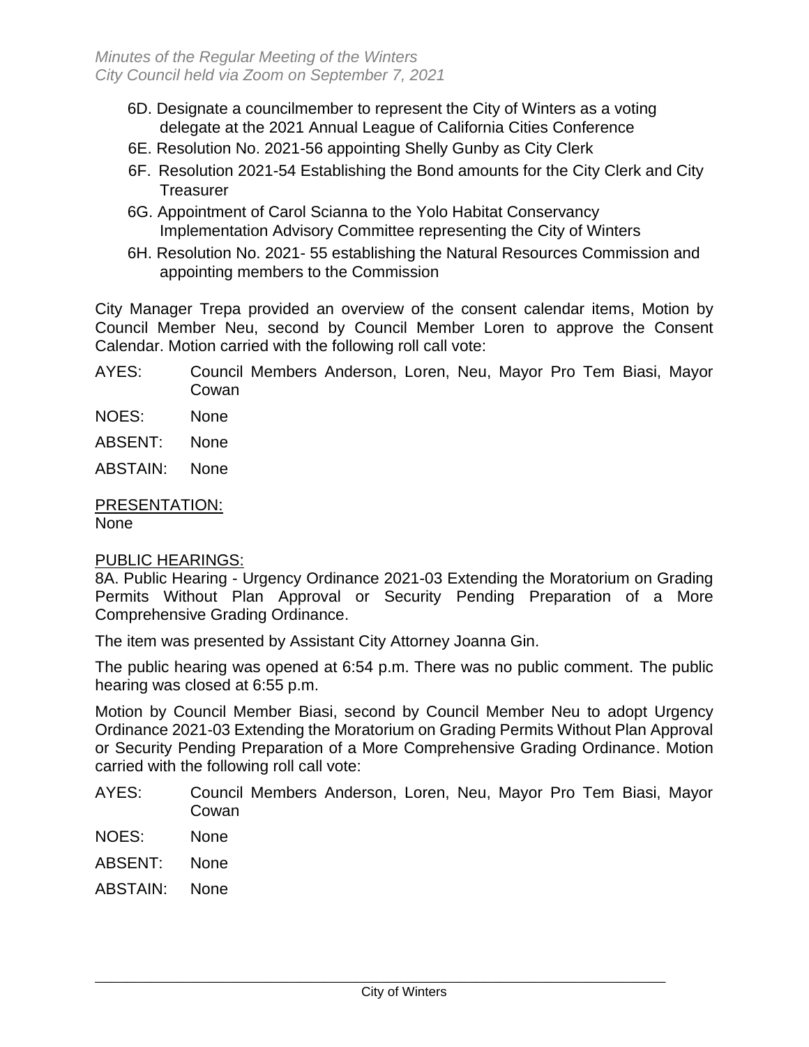6D. Designate a councilmember to represent the City of Winters as a voting delegate at the 2021 Annual League of California Cities Conference

6E. Resolution No. 2021-56 appointing Shelly Gunby as City Clerk

6F. Resolution 2021-54 Establishing the Bond amounts for the City Clerk and City Treasurer

6G. Appointment of Carol Scianna to the Yolo Habitat Conservancy Implementation Advisory Committee representing the City of Winters

6H. Resolution No. 2021- 55 establishing the Natural Resources Commission and appointing members to the Commission

City Manager Trepa provided an overview of the consent calendar items, Motion by Council Member Neu, second by Council Member Loren to approve the Consent Calendar. Motion carried with the following roll call vote:

AYES: Council Members Anderson, Loren, Neu, Mayor Pro Tem Biasi, Mayor Cowan

NOES: None

ABSENT: None

ABSTAIN: None

PRESENTATION:
None

PUBLIC HEARINGS:

8A. Public Hearing - Urgency Ordinance 2021-03 Extending the Moratorium on Grading Permits Without Plan Approval or Security Pending Preparation of a More Comprehensive Grading Ordinance.

The item was presented by Assistant City Attorney Joanna Gin.

The public hearing was opened at 6:54 p.m. There was no public comment. The public hearing was closed at 6:55 p.m.

Motion by Council Member Biasi, second by Council Member Neu to adopt Urgency Ordinance 2021-03 Extending the Moratorium on Grading Permits Without Plan Approval or Security Pending Preparation of a More Comprehensive Grading Ordinance. Motion carried with the following roll call vote:

AYES: Council Members Anderson, Loren, Neu, Mayor Pro Tem Biasi, Mayor Cowan

NOES: None

ABSENT: None

ABSTAIN: None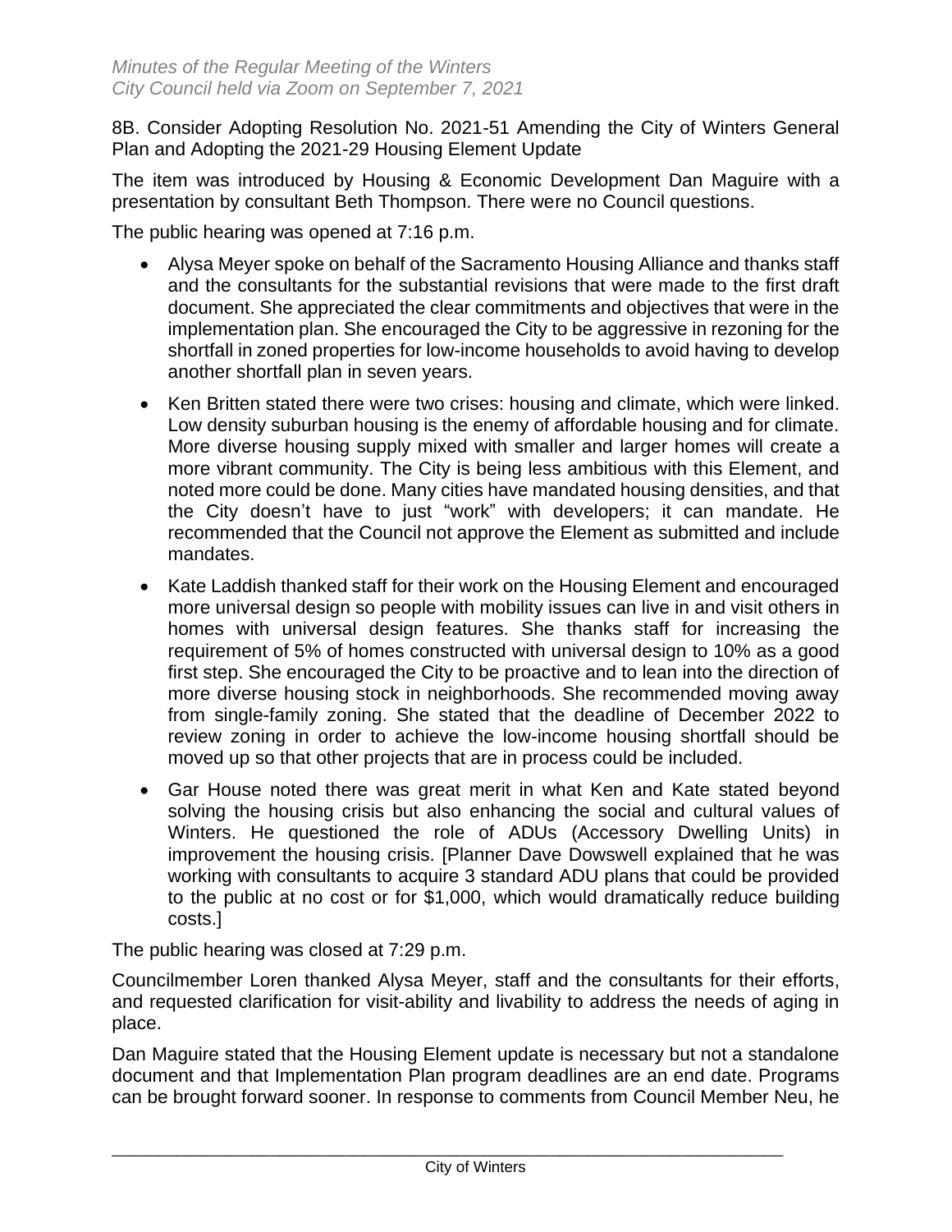8B. Consider Adopting Resolution No. 2021-51 Amending the City of Winters General Plan and Adopting the 2021-29 Housing Element Update

The item was introduced by Housing & Economic Development Dan Maguire with a presentation by consultant Beth Thompson. There were no Council questions.

The public hearing was opened at 7:16 p.m.

- Alysa Meyer spoke on behalf of the Sacramento Housing Alliance and thanks staff and the consultants for the substantial revisions that were made to the first draft document. She appreciated the clear commitments and objectives that were in the implementation plan. She encouraged the City to be aggressive in rezoning for the shortfall in zoned properties for low-income households to avoid having to develop another shortfall plan in seven years.
- Ken Britten stated there were two crises: housing and climate, which were linked. Low density suburban housing is the enemy of affordable housing and for climate. More diverse housing supply mixed with smaller and larger homes will create a more vibrant community. The City is being less ambitious with this Element, and noted more could be done. Many cities have mandated housing densities, and that the City doesn't have to just "work" with developers; it can mandate. He recommended that the Council not approve the Element as submitted and include mandates.
- Kate Laddish thanked staff for their work on the Housing Element and encouraged more universal design so people with mobility issues can live in and visit others in homes with universal design features. She thanks staff for increasing the requirement of 5% of homes constructed with universal design to 10% as a good first step. She encouraged the City to be proactive and to lean into the direction of more diverse housing stock in neighborhoods. She recommended moving away from single-family zoning. She stated that the deadline of December 2022 to review zoning in order to achieve the low-income housing shortfall should be moved up so that other projects that are in process could be included.
- Gar House noted there was great merit in what Ken and Kate stated beyond solving the housing crisis but also enhancing the social and cultural values of Winters. He questioned the role of ADUs (Accessory Dwelling Units) in improvement the housing crisis. [Planner Dave Dowswell explained that he was working with consultants to acquire 3 standard ADU plans that could be provided to the public at no cost or for $1,000, which would dramatically reduce building costs.]

The public hearing was closed at 7:29 p.m.

Councilmember Loren thanked Alysa Meyer, staff and the consultants for their efforts, and requested clarification for visit-ability and livability to address the needs of aging in place.

Dan Maguire stated that the Housing Element update is necessary but not a standalone document and that Implementation Plan program deadlines are an end date. Programs can be brought forward sooner. In response to comments from Council Member Neu, he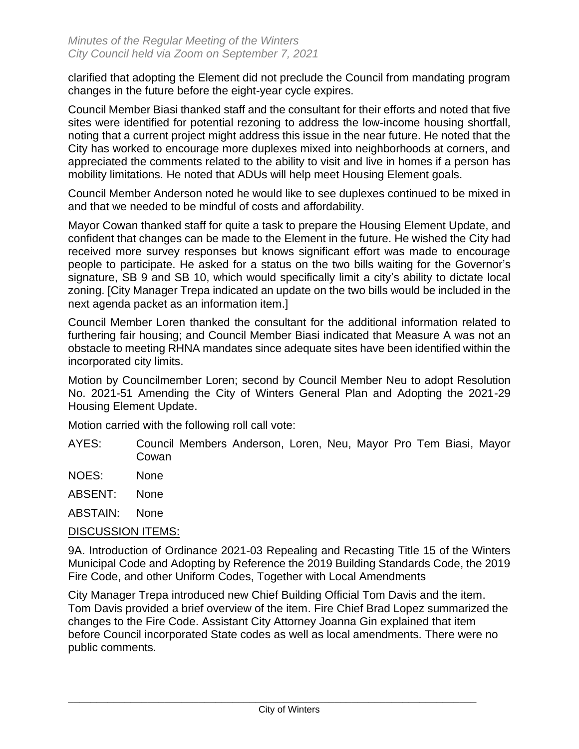clarified that adopting the Element did not preclude the Council from mandating program changes in the future before the eight-year cycle expires.

Council Member Biasi thanked staff and the consultant for their efforts and noted that five sites were identified for potential rezoning to address the low-income housing shortfall, noting that a current project might address this issue in the near future. He noted that the City has worked to encourage more duplexes mixed into neighborhoods at corners, and appreciated the comments related to the ability to visit and live in homes if a person has mobility limitations. He noted that ADUs will help meet Housing Element goals.

Council Member Anderson noted he would like to see duplexes continued to be mixed in and that we needed to be mindful of costs and affordability.

Mayor Cowan thanked staff for quite a task to prepare the Housing Element Update, and confident that changes can be made to the Element in the future. He wished the City had received more survey responses but knows significant effort was made to encourage people to participate. He asked for a status on the two bills waiting for the Governor's signature, SB 9 and SB 10, which would specifically limit a city's ability to dictate local zoning. [City Manager Trepa indicated an update on the two bills would be included in the next agenda packet as an information item.]

Council Member Loren thanked the consultant for the additional information related to furthering fair housing; and Council Member Biasi indicated that Measure A was not an obstacle to meeting RHNA mandates since adequate sites have been identified within the incorporated city limits.

Motion by Councilmember Loren; second by Council Member Neu to adopt Resolution No. 2021-51 Amending the City of Winters General Plan and Adopting the 2021-29 Housing Element Update.

Motion carried with the following roll call vote:

AYES: Council Members Anderson, Loren, Neu, Mayor Pro Tem Biasi, Mayor Cowan

NOES: None

ABSENT: None

ABSTAIN: None

DISCUSSION ITEMS:

9A. Introduction of Ordinance 2021-03 Repealing and Recasting Title 15 of the Winters Municipal Code and Adopting by Reference the 2019 Building Standards Code, the 2019 Fire Code, and other Uniform Codes, Together with Local Amendments

City Manager Trepa introduced new Chief Building Official Tom Davis and the item. Tom Davis provided a brief overview of the item. Fire Chief Brad Lopez summarized the changes to the Fire Code. Assistant City Attorney Joanna Gin explained that item before Council incorporated State codes as well as local amendments. There were no public comments.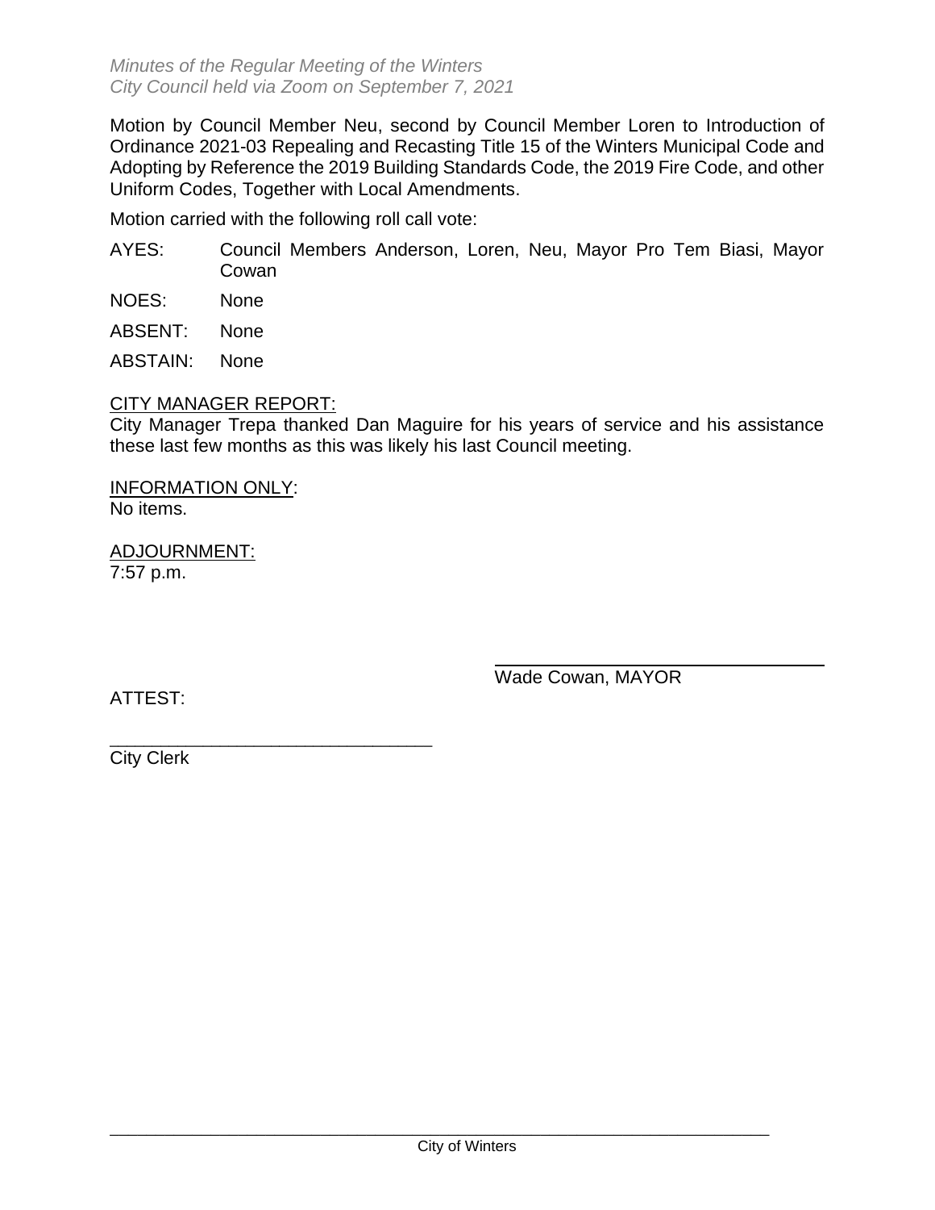Motion by Council Member Neu, second by Council Member Loren to Introduction of Ordinance 2021-03 Repealing and Recasting Title 15 of the Winters Municipal Code and Adopting by Reference the 2019 Building Standards Code, the 2019 Fire Code, and other Uniform Codes, Together with Local Amendments.

Motion carried with the following roll call vote:

AYES: Council Members Anderson, Loren, Neu, Mayor Pro Tem Biasi, Mayor Cowan

NOES: None

ABSENT: None

ABSTAIN: None

CITY MANAGER REPORT:
City Manager Trepa thanked Dan Maguire for his years of service and his assistance these last few months as this was likely his last Council meeting.

INFORMATION ONLY:
No items.

ADJOURNMENT:
7:57 p.m.

\_\_\_\_\_\_\_\_\_\_\_\_\_\_\_\_\_\_\_\_\_\_\_\_\_\_\_\_\_\_\_\_\_
Wade Cowan, MAYOR

ATTEST:

\_\_\_\_\_\_\_\_\_\_\_\_\_\_\_\_\_\_\_\_\_\_\_\_\_\_\_\_\_\_\_\_\_
City Clerk